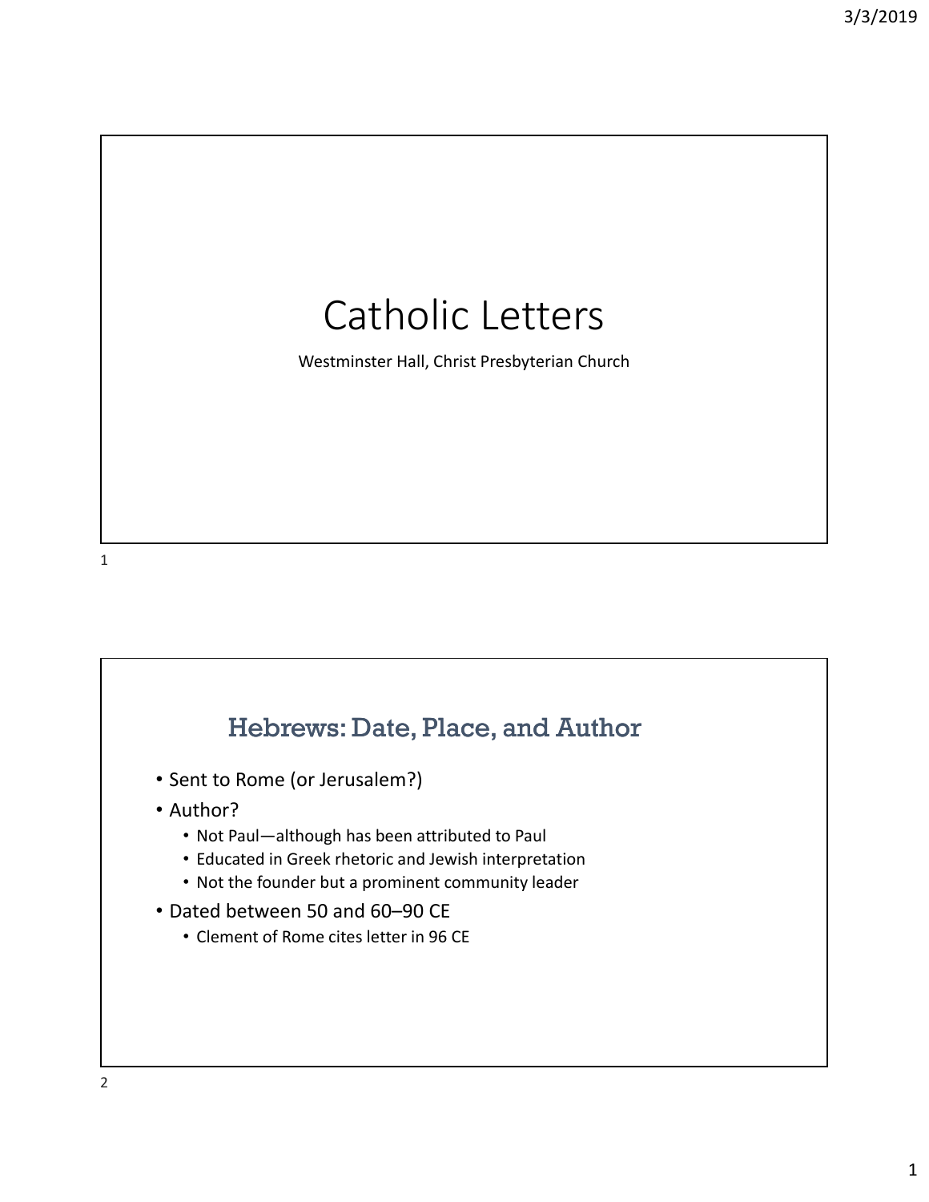# Catholic Letters

Westminster Hall, Christ Presbyterian Church

## Hebrews: Date, Place, and Author

- Sent to Rome (or Jerusalem?)
- Author?
  - Not Paul—although has been attributed to Paul
  - Educated in Greek rhetoric and Jewish interpretation
  - Not the founder but a prominent community leader
- Dated between 50 and 60–90 CE
  - Clement of Rome cites letter in 96 CE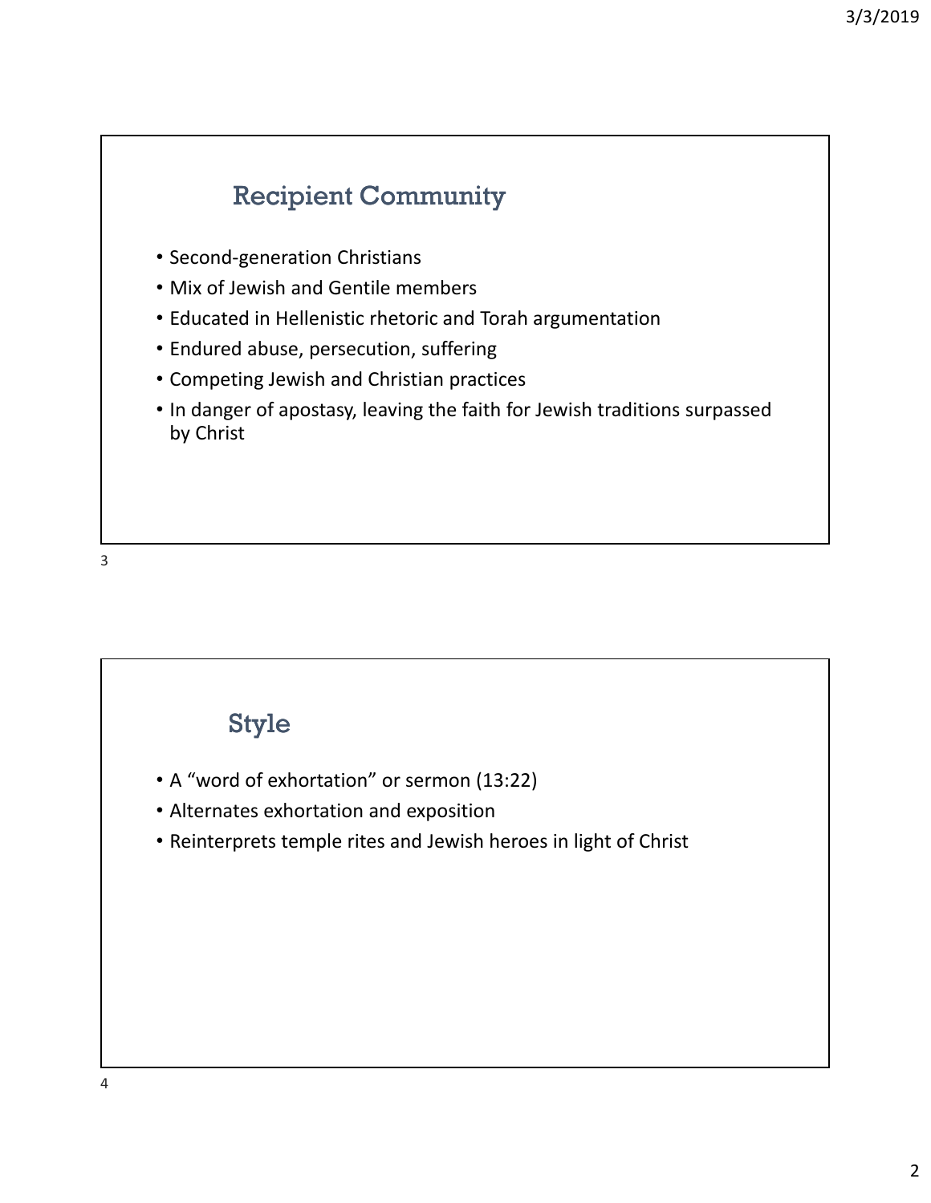## Recipient Community

- Second-generation Christians
- Mix of Jewish and Gentile members
- Educated in Hellenistic rhetoric and Torah argumentation
- Endured abuse, persecution, suffering
- Competing Jewish and Christian practices
- In danger of apostasy, leaving the faith for Jewish traditions surpassed by Christ

## Style

- A "word of exhortation" or sermon (13:22)
- Alternates exhortation and exposition
- Reinterprets temple rites and Jewish heroes in light of Christ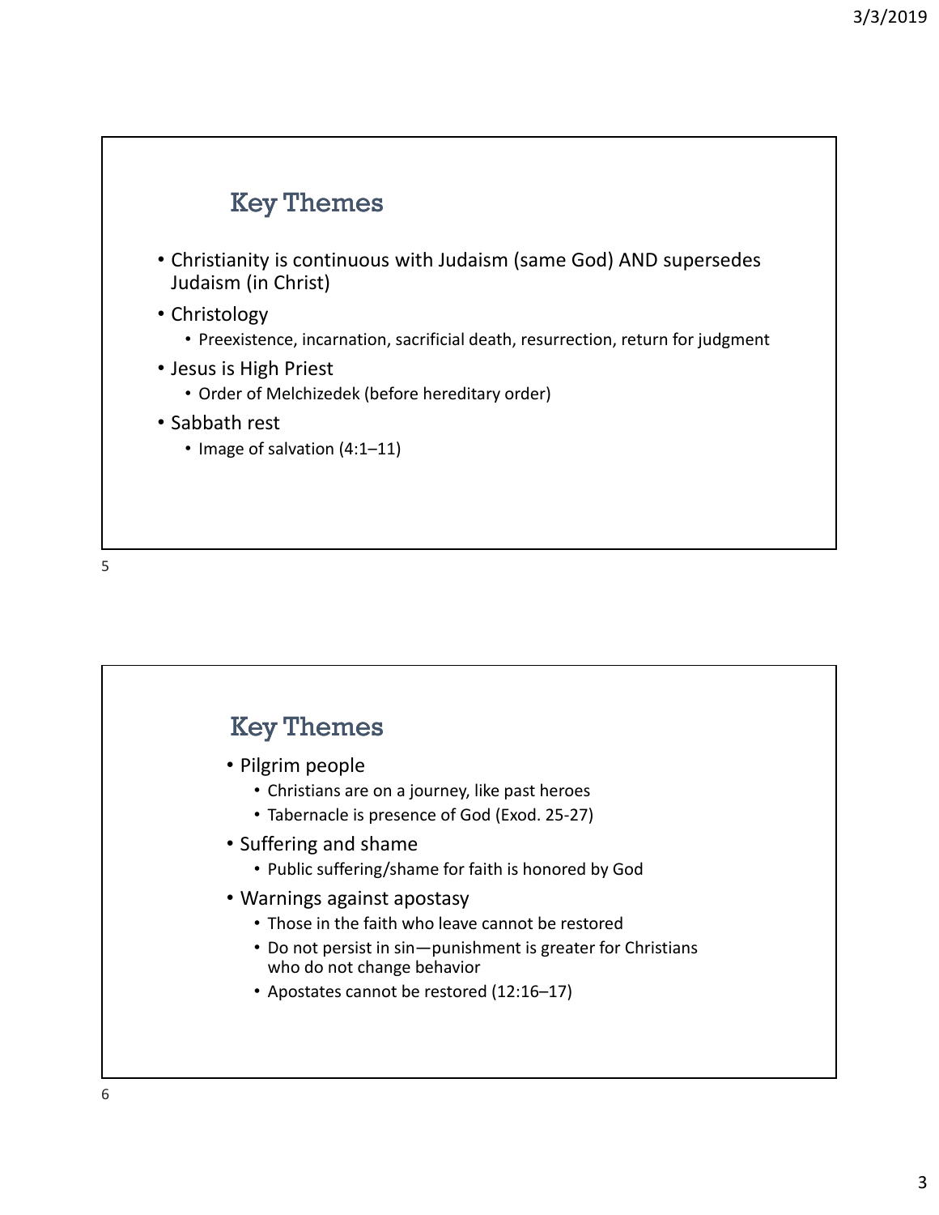## Key Themes

- Christianity is continuous with Judaism (same God) AND supersedes Judaism (in Christ)
- Christology
  - Preexistence, incarnation, sacrificial death, resurrection, return for judgment
- Jesus is High Priest
  - Order of Melchizedek (before hereditary order)
- Sabbath rest
  - Image of salvation (4:1–11)

## Key Themes

- Pilgrim people
  - Christians are on a journey, like past heroes
  - Tabernacle is presence of God (Exod. 25-27)
- Suffering and shame
  - Public suffering/shame for faith is honored by God
- Warnings against apostasy
  - Those in the faith who leave cannot be restored
  - Do not persist in sin—punishment is greater for Christians who do not change behavior
  - Apostates cannot be restored (12:16–17)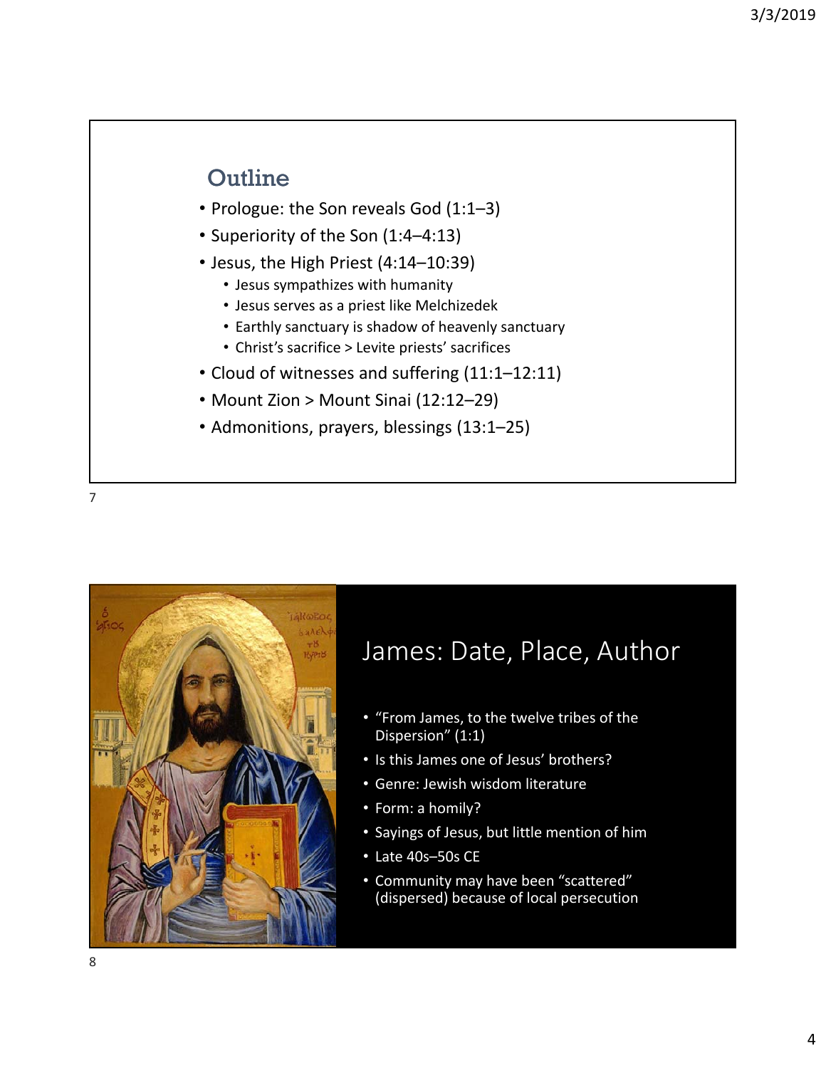## Outline

- Prologue: the Son reveals God (1:1–3)
- Superiority of the Son (1:4–4:13)
- Jesus, the High Priest (4:14–10:39)
  - Jesus sympathizes with humanity
  - Jesus serves as a priest like Melchizedek
  - Earthly sanctuary is shadow of heavenly sanctuary
  - Christ's sacrifice > Levite priests' sacrifices
- Cloud of witnesses and suffering (11:1–12:11)
- Mount Zion > Mount Sinai (12:12–29)
- Admonitions, prayers, blessings (13:1–25)

## James: Date, Place, Author

- "From James, to the twelve tribes of the Dispersion" (1:1)
- Is this James one of Jesus' brothers?
- Genre: Jewish wisdom literature
- Form: a homily?
- Sayings of Jesus, but little mention of him
- Late 40s–50s CE
- Community may have been "scattered" (dispersed) because of local persecution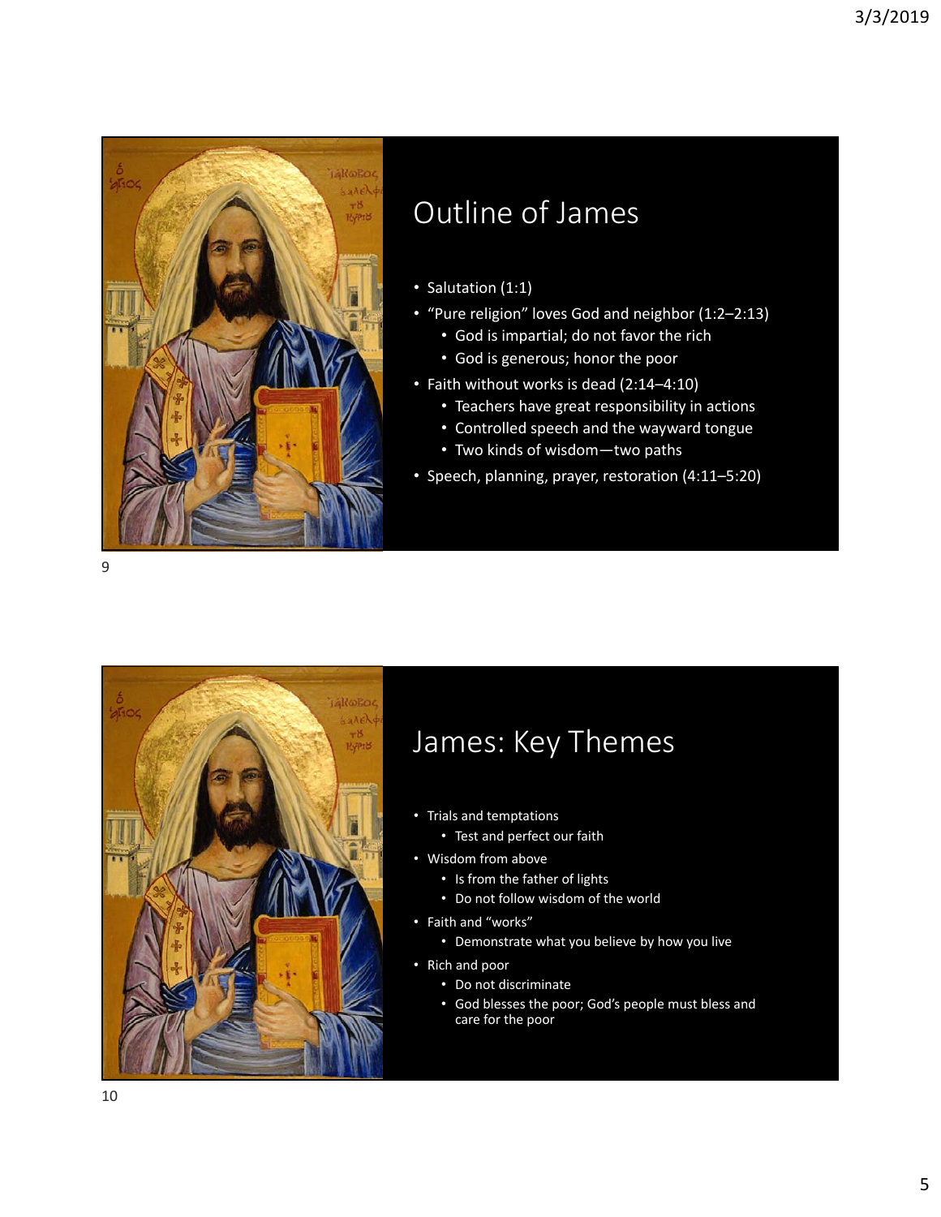## Outline of James

- Salutation (1:1)
- "Pure religion" loves God and neighbor (1:2–2:13)
  - God is impartial; do not favor the rich
  - God is generous; honor the poor
- Faith without works is dead (2:14–4:10)
  - Teachers have great responsibility in actions
  - Controlled speech and the wayward tongue
  - Two kinds of wisdom—two paths
- Speech, planning, prayer, restoration (4:11–5:20)

## James: Key Themes

- Trials and temptations
  - Test and perfect our faith
- Wisdom from above
  - Is from the father of lights
  - Do not follow wisdom of the world
- Faith and "works"
  - Demonstrate what you believe by how you live
- Rich and poor
  - Do not discriminate
  - God blesses the poor; God's people must bless and care for the poor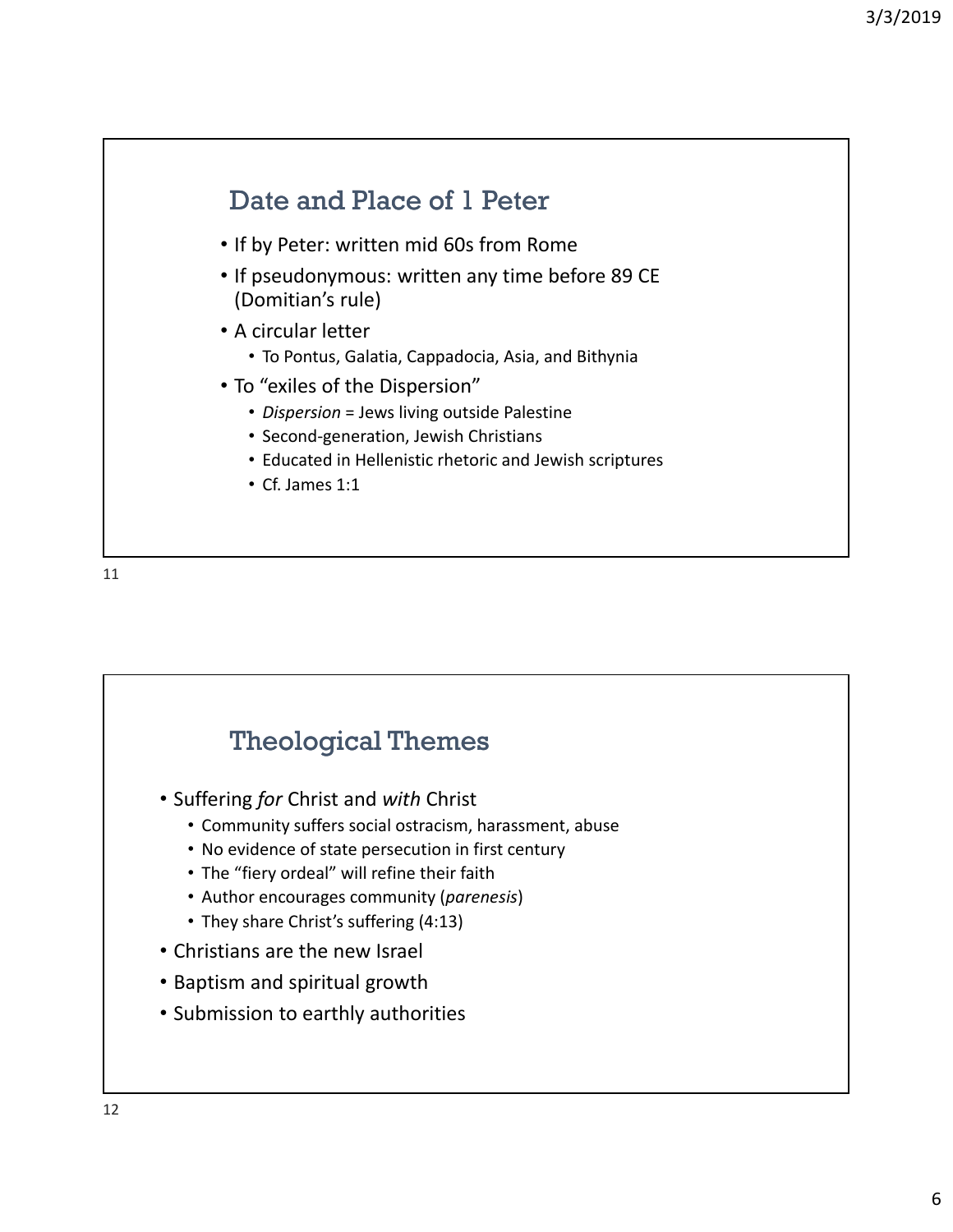## Date and Place of 1 Peter

- If by Peter: written mid 60s from Rome
- If pseudonymous: written any time before 89 CE (Domitian's rule)
- A circular letter
  - To Pontus, Galatia, Cappadocia, Asia, and Bithynia
- To "exiles of the Dispersion"
  - *Dispersion* = Jews living outside Palestine
  - Second-generation, Jewish Christians
  - Educated in Hellenistic rhetoric and Jewish scriptures
  - Cf. James 1:1

## Theological Themes

- Suffering *for* Christ and *with* Christ
  - Community suffers social ostracism, harassment, abuse
  - No evidence of state persecution in first century
  - The "fiery ordeal" will refine their faith
  - Author encourages community (*parenesis*)
  - They share Christ's suffering (4:13)
- Christians are the new Israel
- Baptism and spiritual growth
- Submission to earthly authorities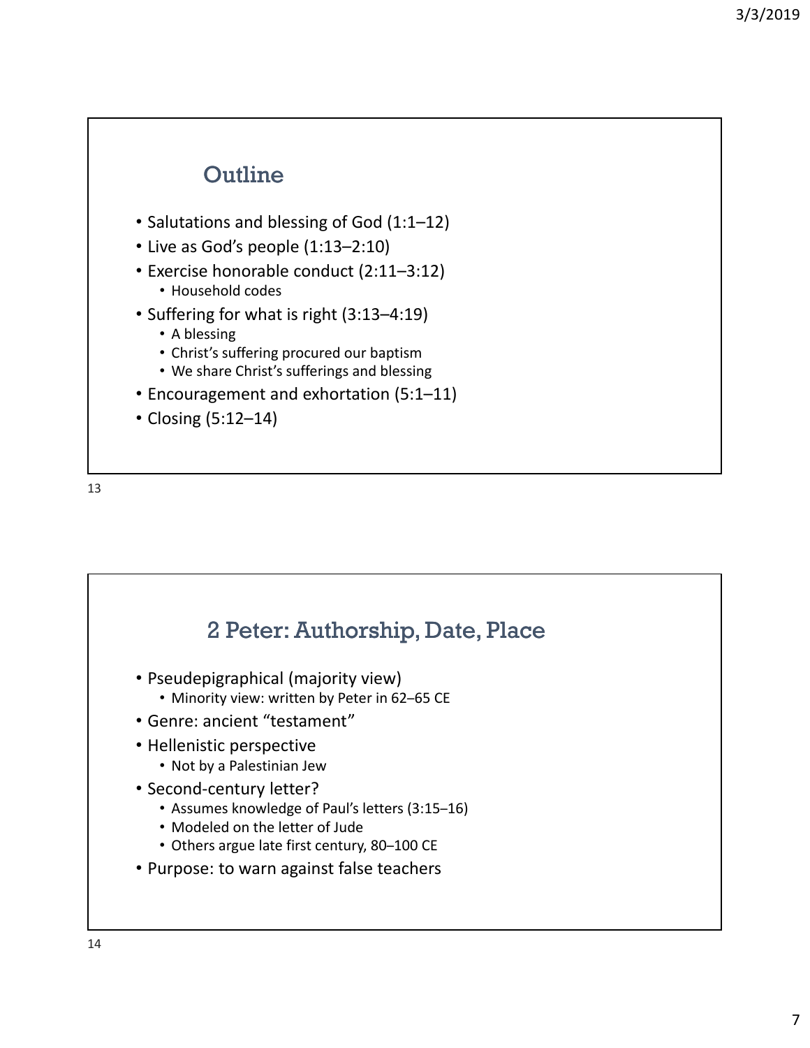## Outline

- Salutations and blessing of God (1:1–12)
- Live as God's people (1:13–2:10)
- Exercise honorable conduct (2:11–3:12)
  - Household codes
- Suffering for what is right (3:13–4:19)
  - A blessing
  - Christ's suffering procured our baptism
  - We share Christ's sufferings and blessing
- Encouragement and exhortation (5:1–11)
- Closing (5:12–14)

## 2 Peter: Authorship, Date, Place

- Pseudepigraphical (majority view)
  - Minority view: written by Peter in 62–65 CE
- Genre: ancient "testament"
- Hellenistic perspective
  - Not by a Palestinian Jew
- Second-century letter?
  - Assumes knowledge of Paul's letters (3:15–16)
  - Modeled on the letter of Jude
  - Others argue late first century, 80–100 CE
- Purpose: to warn against false teachers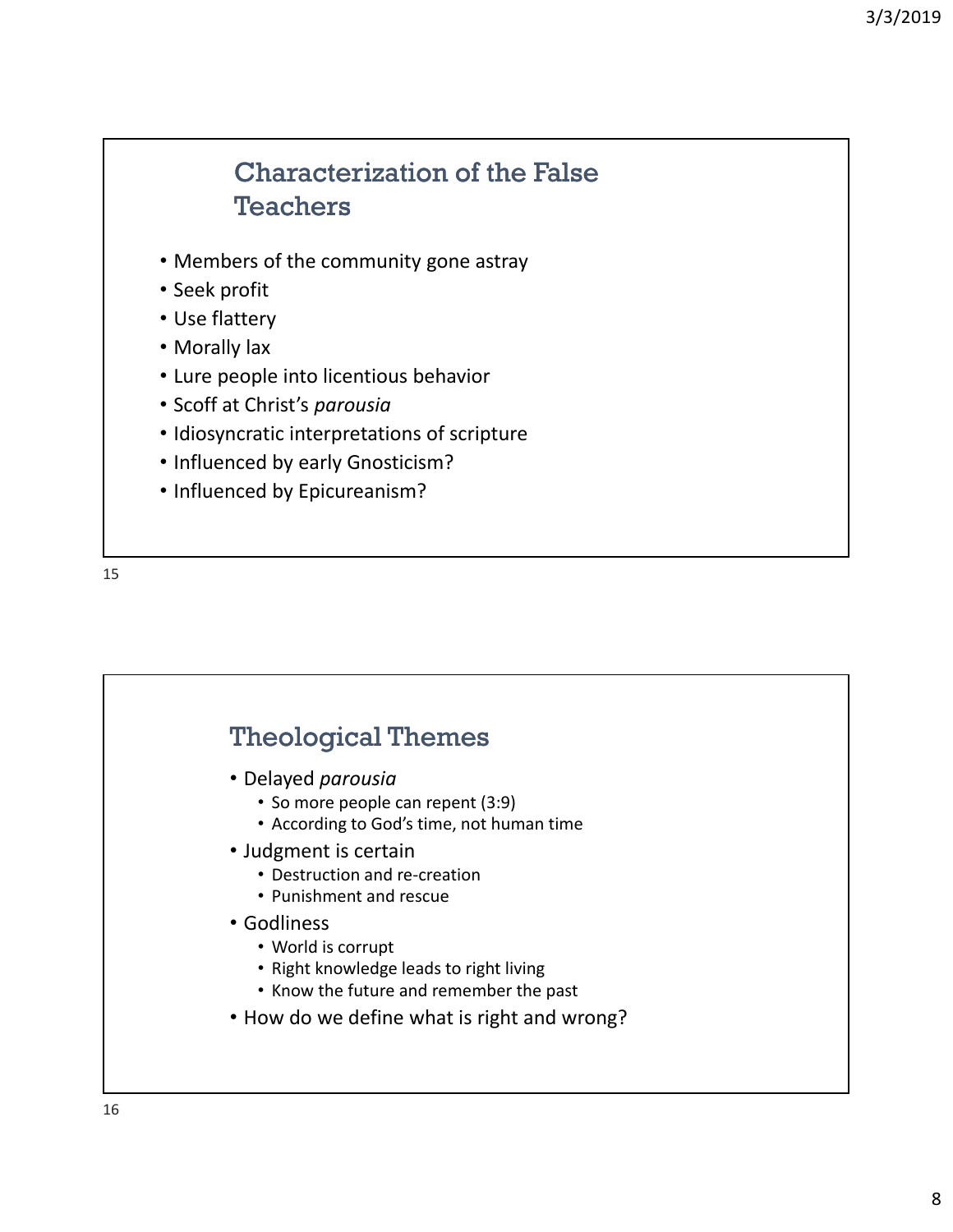## Characterization of the False Teachers

- Members of the community gone astray
- Seek profit
- Use flattery
- Morally lax
- Lure people into licentious behavior
- Scoff at Christ's *parousia*
- Idiosyncratic interpretations of scripture
- Influenced by early Gnosticism?
- Influenced by Epicureanism?

## Theological Themes

- Delayed *parousia*
    - So more people can repent (3:9)
    - According to God's time, not human time
- Judgment is certain
    - Destruction and re-creation
    - Punishment and rescue
- Godliness
    - World is corrupt
    - Right knowledge leads to right living
    - Know the future and remember the past
- How do we define what is right and wrong?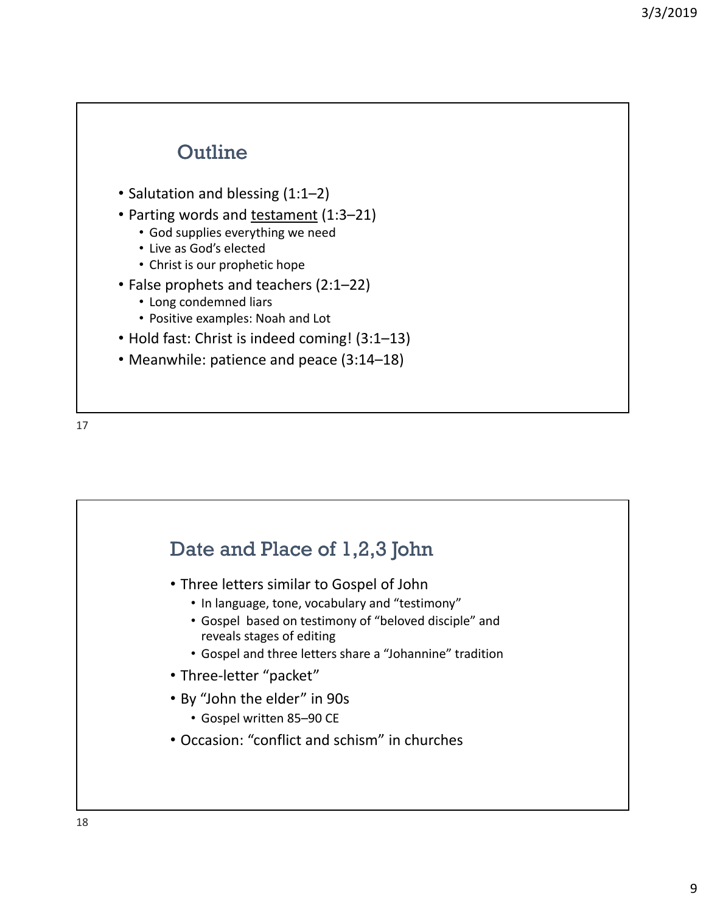## Outline

- Salutation and blessing (1:1–2)
- Parting words and <u>testament</u> (1:3–21)
  - God supplies everything we need
  - Live as God's elected
  - Christ is our prophetic hope
- False prophets and teachers (2:1–22)
  - Long condemned liars
  - Positive examples: Noah and Lot
- Hold fast: Christ is indeed coming! (3:1–13)
- Meanwhile: patience and peace (3:14–18)

## Date and Place of 1,2,3 John

- Three letters similar to Gospel of John
  - In language, tone, vocabulary and "testimony"
  - Gospel based on testimony of "beloved disciple" and reveals stages of editing
  - Gospel and three letters share a "Johannine" tradition
- Three-letter "packet"
- By "John the elder" in 90s
  - Gospel written 85–90 CE
- Occasion: "conflict and schism" in churches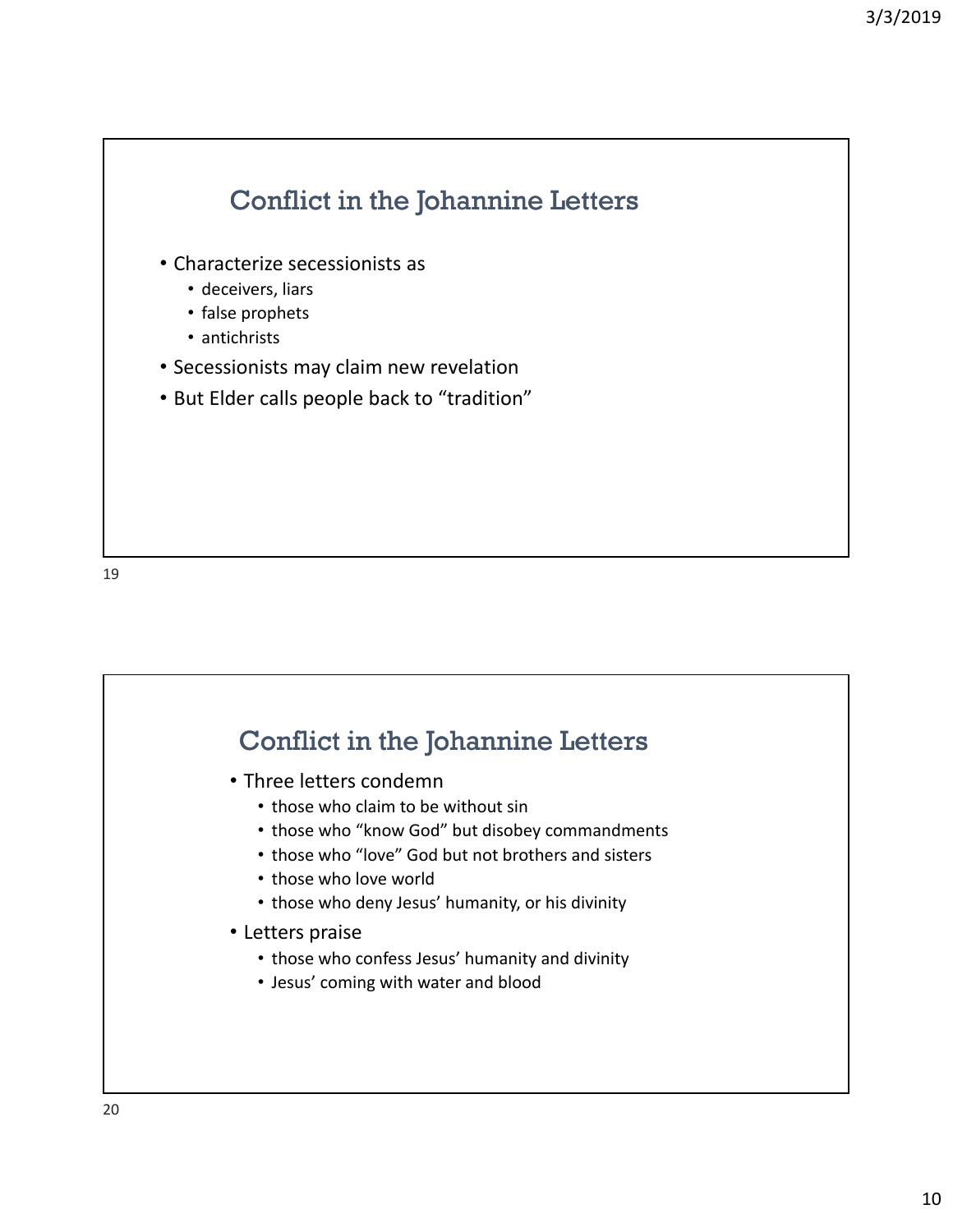## Conflict in the Johannine Letters

- Characterize secessionists as
  - deceivers, liars
  - false prophets
  - antichrists
- Secessionists may claim new revelation
- But Elder calls people back to “tradition”

## Conflict in the Johannine Letters

- Three letters condemn
  - those who claim to be without sin
  - those who “know God” but disobey commandments
  - those who “love” God but not brothers and sisters
  - those who love world
  - those who deny Jesus’ humanity, or his divinity
- Letters praise
  - those who confess Jesus’ humanity and divinity
  - Jesus’ coming with water and blood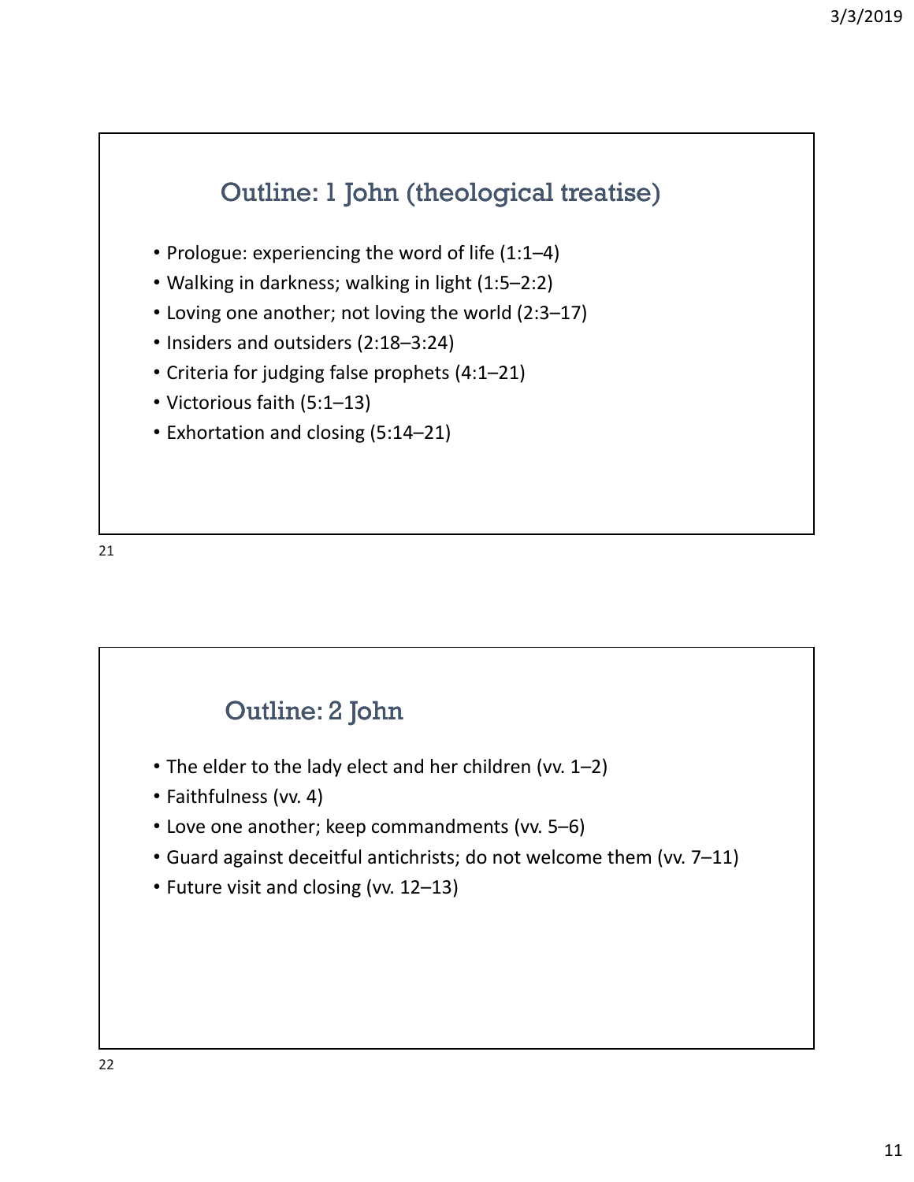## Outline: 1 John (theological treatise)

- Prologue: experiencing the word of life (1:1–4)
- Walking in darkness; walking in light (1:5–2:2)
- Loving one another; not loving the world (2:3–17)
- Insiders and outsiders (2:18–3:24)
- Criteria for judging false prophets (4:1–21)
- Victorious faith (5:1–13)
- Exhortation and closing (5:14–21)

## Outline: 2 John

- The elder to the lady elect and her children (vv. 1–2)
- Faithfulness (vv. 4)
- Love one another; keep commandments (vv. 5–6)
- Guard against deceitful antichrists; do not welcome them (vv. 7–11)
- Future visit and closing (vv. 12–13)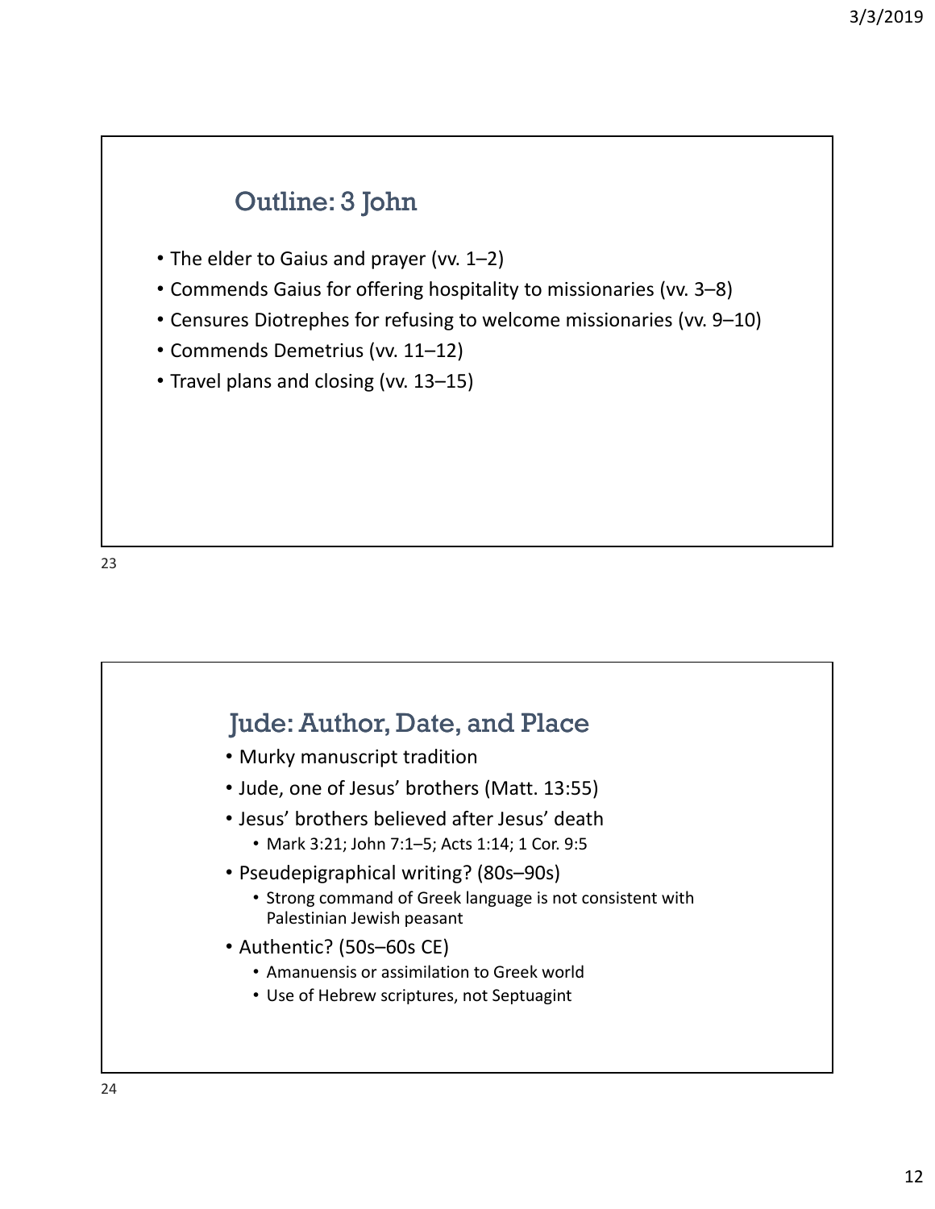## Outline: 3 John

- The elder to Gaius and prayer (vv. 1–2)
- Commends Gaius for offering hospitality to missionaries (vv. 3–8)
- Censures Diotrephes for refusing to welcome missionaries (vv. 9–10)
- Commends Demetrius (vv. 11–12)
- Travel plans and closing (vv. 13–15)

## Jude: Author, Date, and Place

- Murky manuscript tradition
- Jude, one of Jesus' brothers (Matt. 13:55)
- Jesus' brothers believed after Jesus' death
  - Mark 3:21; John 7:1–5; Acts 1:14; 1 Cor. 9:5
- Pseudepigraphical writing? (80s–90s)
  - Strong command of Greek language is not consistent with Palestinian Jewish peasant
- Authentic? (50s–60s CE)
  - Amanuensis or assimilation to Greek world
  - Use of Hebrew scriptures, not Septuagint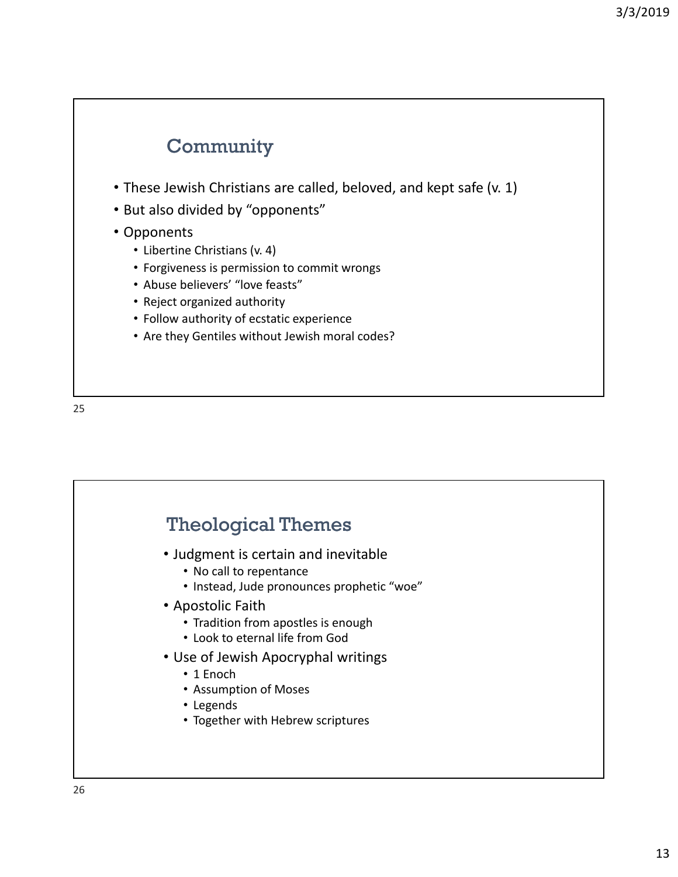## Community

- These Jewish Christians are called, beloved, and kept safe (v. 1)
- But also divided by “opponents”
- Opponents
  - Libertine Christians (v. 4)
  - Forgiveness is permission to commit wrongs
  - Abuse believers’ “love feasts”
  - Reject organized authority
  - Follow authority of ecstatic experience
  - Are they Gentiles without Jewish moral codes?

## Theological Themes

- Judgment is certain and inevitable
  - No call to repentance
  - Instead, Jude pronounces prophetic “woe”
- Apostolic Faith
  - Tradition from apostles is enough
  - Look to eternal life from God
- Use of Jewish Apocryphal writings
  - 1 Enoch
  - Assumption of Moses
  - Legends
  - Together with Hebrew scriptures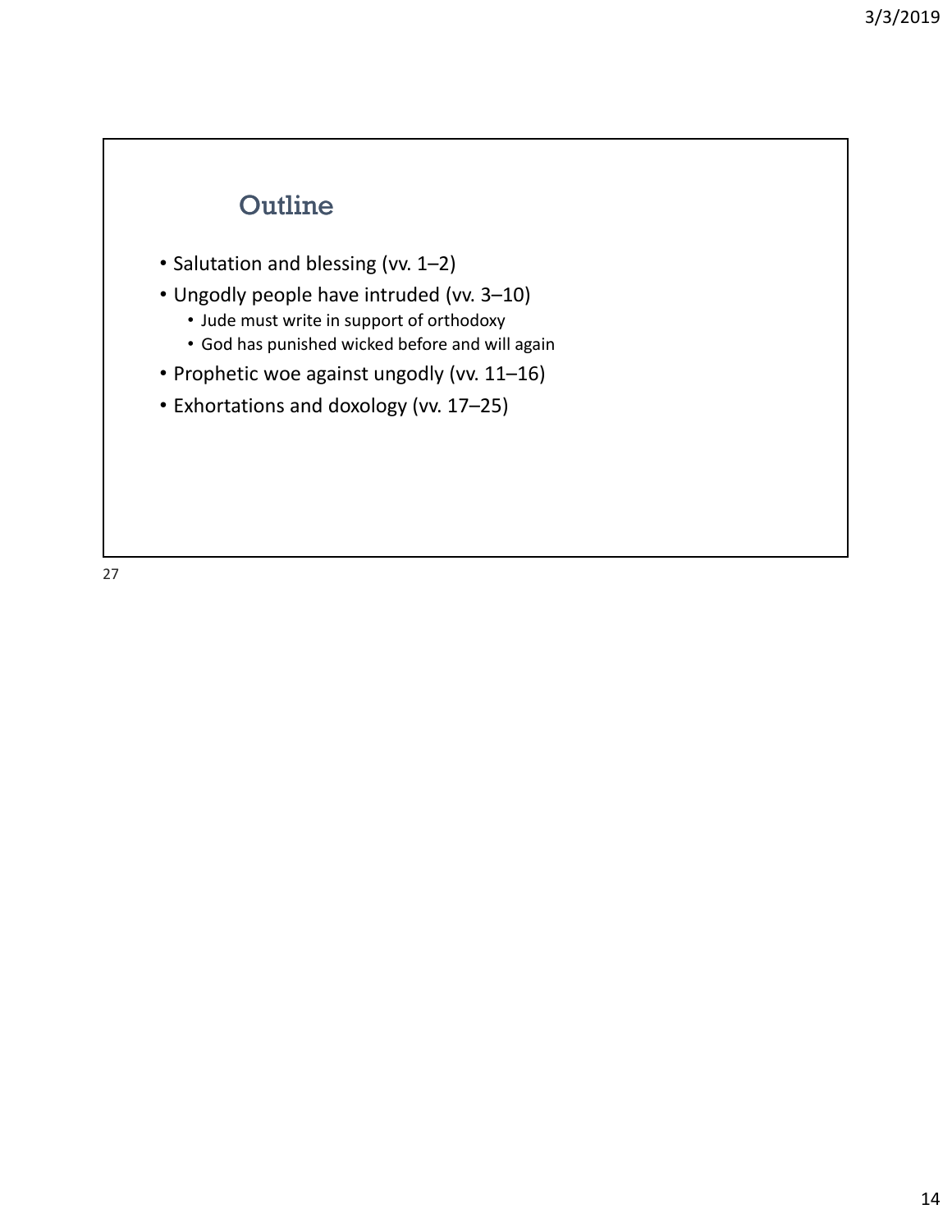## Outline

- Salutation and blessing (vv. 1–2)
- Ungodly people have intruded (vv. 3–10)
  - Jude must write in support of orthodoxy
  - God has punished wicked before and will again
- Prophetic woe against ungodly (vv. 11–16)
- Exhortations and doxology (vv. 17–25)